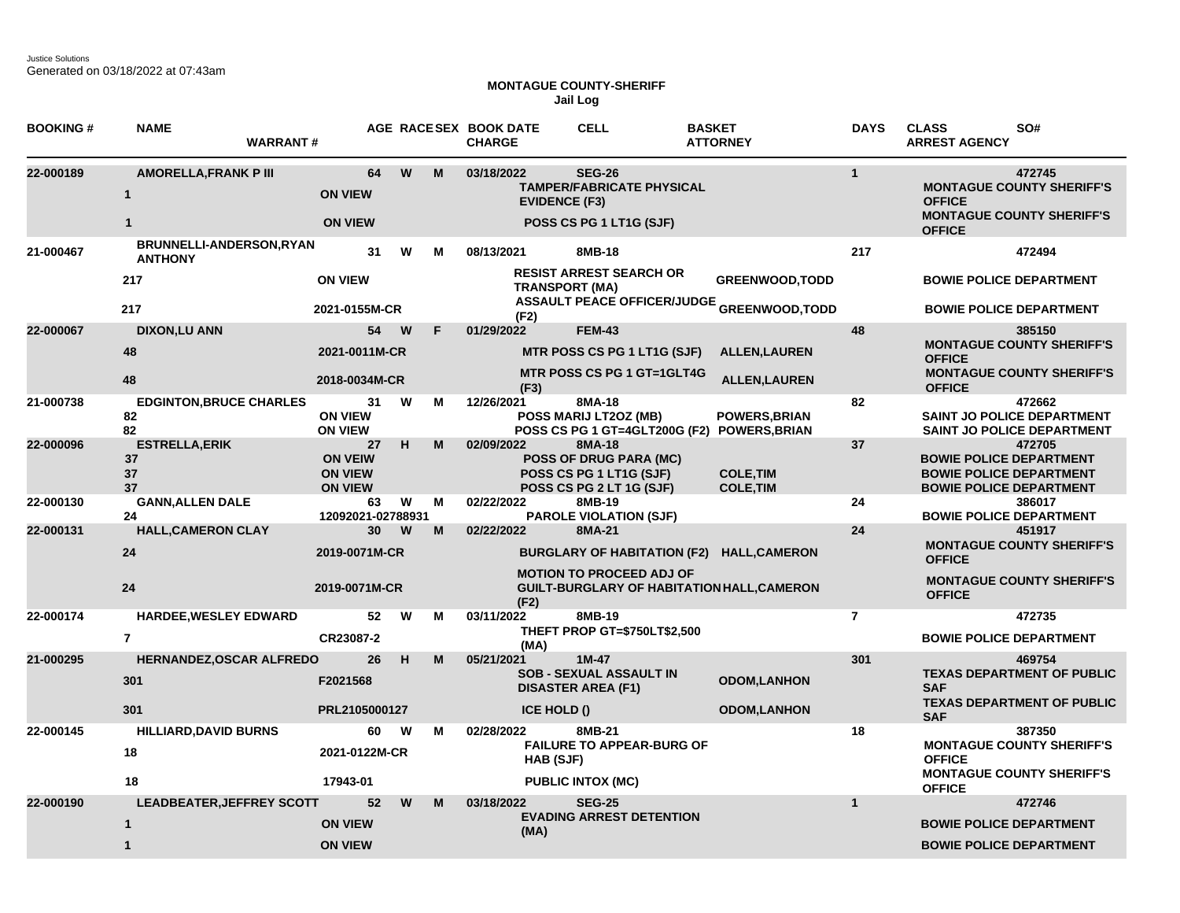Justice Solutions
Generated on 03/18/2022 at 07:43am

**MONTAGUE COUNTY-SHERIFF**
**Jail Log**

| BOOKING # | NAME / WARRANT # | AGE | RACE | SEX | BOOK DATE / CHARGE | CELL | BASKET / ATTORNEY | DAYS | CLASS / ARREST AGENCY | SO# |
|---|---|---|---|---|---|---|---|---|---|---|
| 22-000189 | AMORELLA,FRANK P III | 64 | W | M | 03/18/2022 | SEG-26 | | 1 | | 472745 |
| | 1 — ON VIEW | | | | TAMPER/FABRICATE PHYSICAL EVIDENCE (F3) | | | | MONTAGUE COUNTY SHERIFF'S OFFICE | |
| | 1 — ON VIEW | | | | POSS CS PG 1 LT1G (SJF) | | | | MONTAGUE COUNTY SHERIFF'S OFFICE | |
| 21-000467 | BRUNNELLI-ANDERSON,RYAN ANTHONY | 31 | W | M | 08/13/2021 | 8MB-18 | | 217 | | 472494 |
| | 217 — ON VIEW | | | | RESIST ARREST SEARCH OR TRANSPORT (MA) | | GREENWOOD,TODD | | BOWIE POLICE DEPARTMENT | |
| | 217 — 2021-0155M-CR | | | | ASSAULT PEACE OFFICER/JUDGE (F2) | | GREENWOOD,TODD | | BOWIE POLICE DEPARTMENT | |
| 22-000067 | DIXON,LU ANN | 54 | W | F | 01/29/2022 | FEM-43 | | 48 | | 385150 |
| | 48 — 2021-0011M-CR | | | | MTR POSS CS PG 1 LT1G (SJF) | | ALLEN,LAUREN | | MONTAGUE COUNTY SHERIFF'S OFFICE | |
| | 48 — 2018-0034M-CR | | | | MTR POSS CS PG 1 GT=1GLT4G (F3) | | ALLEN,LAUREN | | MONTAGUE COUNTY SHERIFF'S OFFICE | |
| 21-000738 | EDGINTON,BRUCE CHARLES | 31 | W | M | 12/26/2021 | 8MA-18 | | 82 | | 472662 |
| | 82 — ON VIEW | | | | POSS MARIJ LT2OZ (MB) | | POWERS,BRIAN | | SAINT JO POLICE DEPARTMENT | |
| | 82 — ON VIEW | | | | POSS CS PG 1 GT=4GLT200G (F2) | | POWERS,BRIAN | | SAINT JO POLICE DEPARTMENT | |
| 22-000096 | ESTRELLA,ERIK | 27 | H | M | 02/09/2022 | 8MA-18 | | 37 | | 472705 |
| | 37 — ON VEIW | | | | POSS OF DRUG PARA (MC) | | | | BOWIE POLICE DEPARTMENT | |
| | 37 — ON VIEW | | | | POSS CS PG 1 LT1G (SJF) | | COLE,TIM | | BOWIE POLICE DEPARTMENT | |
| | 37 — ON VIEW | | | | POSS CS PG 2 LT 1G (SJF) | | COLE,TIM | | BOWIE POLICE DEPARTMENT | |
| 22-000130 | GANN,ALLEN DALE | 63 | W | M | 02/22/2022 | 8MB-19 | | 24 | | 386017 |
| | 24 — 12092021-02788931 | | | | PAROLE VIOLATION (SJF) | | | | BOWIE POLICE DEPARTMENT | |
| 22-000131 | HALL,CAMERON CLAY | 30 | W | M | 02/22/2022 | 8MA-21 | | 24 | | 451917 |
| | 24 — 2019-0071M-CR | | | | BURGLARY OF HABITATION (F2) | | HALL,CAMERON | | MONTAGUE COUNTY SHERIFF'S OFFICE | |
| | 24 — 2019-0071M-CR | | | | MOTION TO PROCEED ADJ OF GUILT-BURGLARY OF HABITATION (F2) | | HALL,CAMERON | | MONTAGUE COUNTY SHERIFF'S OFFICE | |
| 22-000174 | HARDEE,WESLEY EDWARD | 52 | W | M | 03/11/2022 | 8MB-19 | | 7 | | 472735 |
| | 7 — CR23087-2 | | | | THEFT PROP GT=$750LT$2,500 (MA) | | | | BOWIE POLICE DEPARTMENT | |
| 21-000295 | HERNANDEZ,OSCAR ALFREDO | 26 | H | M | 05/21/2021 | 1M-47 | | 301 | | 469754 |
| | 301 — F2021568 | | | | SOB - SEXUAL ASSAULT IN DISASTER AREA (F1) | | ODOM,LANHON | | TEXAS DEPARTMENT OF PUBLIC SAF | |
| | 301 — PRL2105000127 | | | | ICE HOLD () | | ODOM,LANHON | | TEXAS DEPARTMENT OF PUBLIC SAF | |
| 22-000145 | HILLIARD,DAVID BURNS | 60 | W | M | 02/28/2022 | 8MB-21 | | 18 | | 387350 |
| | 18 — 2021-0122M-CR | | | | FAILURE TO APPEAR-BURG OF HAB (SJF) | | | | MONTAGUE COUNTY SHERIFF'S OFFICE | |
| | 18 — 17943-01 | | | | PUBLIC INTOX (MC) | | | | MONTAGUE COUNTY SHERIFF'S OFFICE | |
| 22-000190 | LEADBEATER,JEFFREY SCOTT | 52 | W | M | 03/18/2022 | SEG-25 | | 1 | | 472746 |
| | 1 — ON VIEW | | | | EVADING ARREST DETENTION (MA) | | | | BOWIE POLICE DEPARTMENT | |
| | 1 — ON VIEW | | | | | | | | BOWIE POLICE DEPARTMENT | |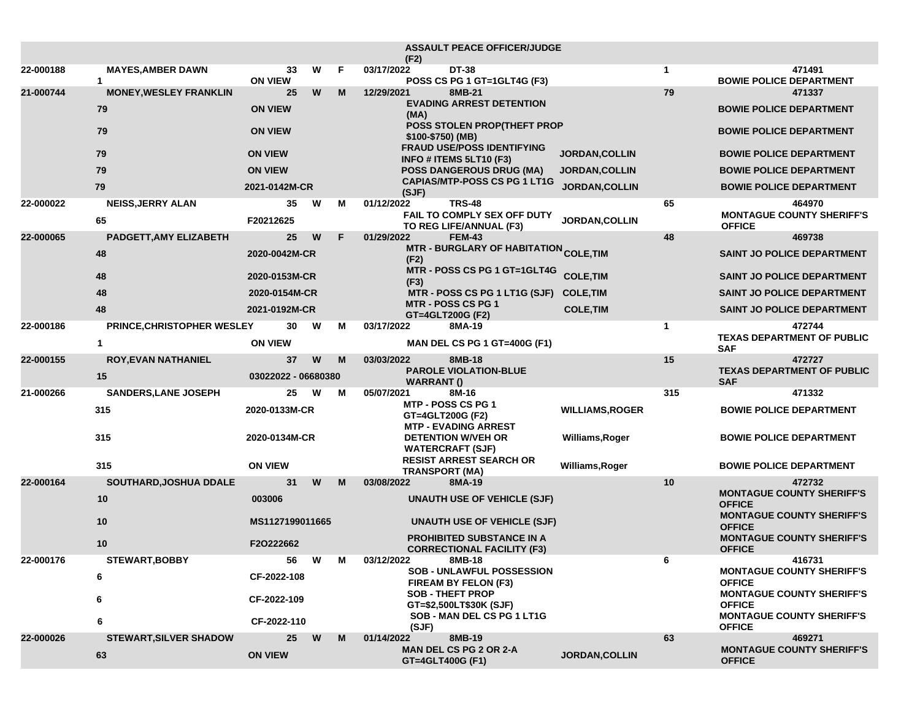| | | | | | | | | | | |
|---|---|---|---|---|---|---|---|---|---|---|
| | | | | | | | ASSAULT PEACE OFFICER/JUDGE (F2) | | | |
| 22-000188 | MAYES,AMBER DAWN | 33 | W | F | 03/17/2022 | DT-38 | | | 1 | 471491 |
| | 1 | ON VIEW | | | | | POSS CS PG 1 GT=1GLT4G (F3) | | | BOWIE POLICE DEPARTMENT |
| 21-000744 | MONEY,WESLEY FRANKLIN | 25 | W | M | 12/29/2021 | 8MB-21 | | | 79 | 471337 |
| | 79 | ON VIEW | | | | | EVADING ARREST DETENTION (MA) | | | BOWIE POLICE DEPARTMENT |
| | 79 | ON VIEW | | | | | POSS STOLEN PROP(THEFT PROP $100-$750) (MB) | | | BOWIE POLICE DEPARTMENT |
| | 79 | ON VIEW | | | | | FRAUD USE/POSS IDENTIFYING INFO # ITEMS 5LT10 (F3) | JORDAN,COLLIN | | BOWIE POLICE DEPARTMENT |
| | 79 | ON VIEW | | | | | POSS DANGEROUS DRUG (MA) | JORDAN,COLLIN | | BOWIE POLICE DEPARTMENT |
| | 79 | 2021-0142M-CR | | | | | CAPIAS/MTP-POSS CS PG 1 LT1G (SJF) | JORDAN,COLLIN | | BOWIE POLICE DEPARTMENT |
| 22-000022 | NEISS,JERRY ALAN | 35 | W | M | 01/12/2022 | TRS-48 | | | 65 | 464970 |
| | 65 | F20212625 | | | | | FAIL TO COMPLY SEX OFF DUTY TO REG LIFE/ANNUAL (F3) | JORDAN,COLLIN | | MONTAGUE COUNTY SHERIFF'S OFFICE |
| 22-000065 | PADGETT,AMY ELIZABETH | 25 | W | F | 01/29/2022 | FEM-43 | | | 48 | 469738 |
| | 48 | 2020-0042M-CR | | | | | MTR - BURGLARY OF HABITATION (F2) | COLE,TIM | | SAINT JO POLICE DEPARTMENT |
| | 48 | 2020-0153M-CR | | | | | MTR - POSS CS PG 1 GT=1GLT4G (F3) | COLE,TIM | | SAINT JO POLICE DEPARTMENT |
| | 48 | 2020-0154M-CR | | | | | MTR - POSS CS PG 1 LT1G (SJF) | COLE,TIM | | SAINT JO POLICE DEPARTMENT |
| | 48 | 2021-0192M-CR | | | | | MTR - POSS CS PG 1 GT=4GLT200G (F2) | COLE,TIM | | SAINT JO POLICE DEPARTMENT |
| 22-000186 | PRINCE,CHRISTOPHER WESLEY | 30 | W | M | 03/17/2022 | 8MA-19 | | | 1 | 472744 |
| | 1 | ON VIEW | | | | | MAN DEL CS PG 1 GT=400G (F1) | | | TEXAS DEPARTMENT OF PUBLIC SAF |
| 22-000155 | ROY,EVAN NATHANIEL | 37 | W | M | 03/03/2022 | 8MB-18 | | | 15 | 472727 |
| | 15 | 03022022 - 06680380 | | | | | PAROLE VIOLATION-BLUE WARRANT () | | | TEXAS DEPARTMENT OF PUBLIC SAF |
| 21-000266 | SANDERS,LANE JOSEPH | 25 | W | M | 05/07/2021 | 8M-16 | | | 315 | 471332 |
| | 315 | 2020-0133M-CR | | | | | MTP - POSS CS PG 1 GT=4GLT200G (F2) | WILLIAMS,ROGER | | BOWIE POLICE DEPARTMENT |
| | 315 | 2020-0134M-CR | | | | | MTP - EVADING ARREST DETENTION W/VEH OR WATERCRAFT (SJF) | Williams,Roger | | BOWIE POLICE DEPARTMENT |
| | 315 | ON VIEW | | | | | RESIST ARREST SEARCH OR TRANSPORT (MA) | Williams,Roger | | BOWIE POLICE DEPARTMENT |
| 22-000164 | SOUTHARD,JOSHUA DDALE | 31 | W | M | 03/08/2022 | 8MA-19 | | | 10 | 472732 |
| | 10 | 003006 | | | | | UNAUTH USE OF VEHICLE (SJF) | | | MONTAGUE COUNTY SHERIFF'S OFFICE |
| | 10 | MS1127199011665 | | | | | UNAUTH USE OF VEHICLE (SJF) | | | MONTAGUE COUNTY SHERIFF'S OFFICE |
| | 10 | F2O222662 | | | | | PROHIBITED SUBSTANCE IN A CORRECTIONAL FACILITY (F3) | | | MONTAGUE COUNTY SHERIFF'S OFFICE |
| 22-000176 | STEWART,BOBBY | 56 | W | M | 03/12/2022 | 8MB-18 | | | 6 | 416731 |
| | 6 | CF-2022-108 | | | | | SOB - UNLAWFUL POSSESSION FIREAM BY FELON (F3) | | | MONTAGUE COUNTY SHERIFF'S OFFICE |
| | 6 | CF-2022-109 | | | | | SOB - THEFT PROP GT=$2,500LT$30K (SJF) | | | MONTAGUE COUNTY SHERIFF'S OFFICE |
| | 6 | CF-2022-110 | | | | | SOB - MAN DEL CS PG 1 LT1G (SJF) | | | MONTAGUE COUNTY SHERIFF'S OFFICE |
| 22-000026 | STEWART,SILVER SHADOW | 25 | W | M | 01/14/2022 | 8MB-19 | | | 63 | 469271 |
| | 63 | ON VIEW | | | | | MAN DEL CS PG 2 OR 2-A GT=4GLT400G (F1) | JORDAN,COLLIN | | MONTAGUE COUNTY SHERIFF'S OFFICE |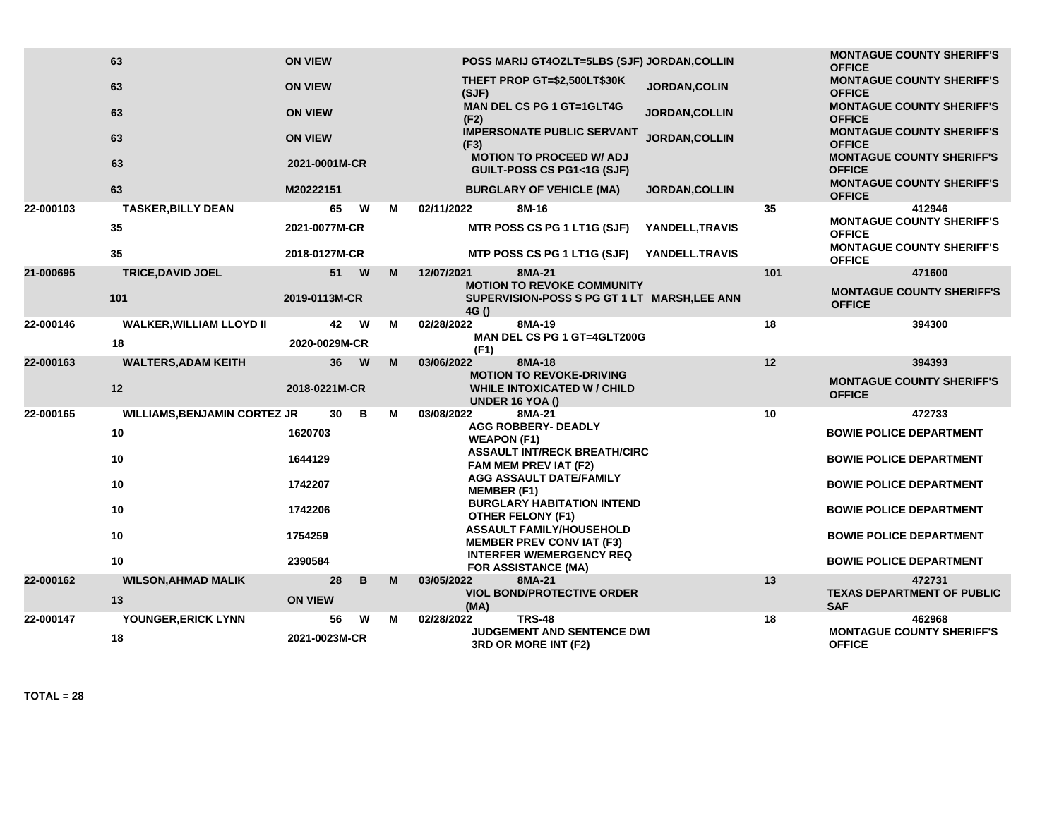| | | | | | | | | | | |
|---|---|---|---|---|---|---|---|---|---|---|
| | 63 | ON VIEW | | | | POSS MARIJ GT4OZLT=5LBS (SJF) | JORDAN,COLLIN | | MONTAGUE COUNTY SHERIFF'S OFFICE |
| | 63 | ON VIEW | | | | THEFT PROP GT=$2,500LT$30K (SJF) | JORDAN,COLIN | | MONTAGUE COUNTY SHERIFF'S OFFICE |
| | 63 | ON VIEW | | | | MAN DEL CS PG 1 GT=1GLT4G (F2) | JORDAN,COLLIN | | MONTAGUE COUNTY SHERIFF'S OFFICE |
| | 63 | ON VIEW | | | | IMPERSONATE PUBLIC SERVANT (F3) | JORDAN,COLLIN | | MONTAGUE COUNTY SHERIFF'S OFFICE |
| | 63 | 2021-0001M-CR | | | | MOTION TO PROCEED W/ ADJ GUILT-POSS CS PG1<1G (SJF) | | | MONTAGUE COUNTY SHERIFF'S OFFICE |
| | 63 | M20222151 | | | | BURGLARY OF VEHICLE (MA) | JORDAN,COLLIN | | MONTAGUE COUNTY SHERIFF'S OFFICE |
| 22-000103 | TASKER,BILLY DEAN | 65 | W | M | 02/11/2022 | 8M-16 | | 35 | 412946 |
| | 35 | 2021-0077M-CR | | | | MTR POSS CS PG 1 LT1G (SJF) | YANDELL,TRAVIS | | MONTAGUE COUNTY SHERIFF'S OFFICE |
| | 35 | 2018-0127M-CR | | | | MTP POSS CS PG 1 LT1G (SJF) | YANDELL.TRAVIS | | MONTAGUE COUNTY SHERIFF'S OFFICE |
| 21-000695 | TRICE,DAVID JOEL | 51 | W | M | 12/07/2021 | 8MA-21 | | 101 | 471600 |
| | 101 | 2019-0113M-CR | | | | MOTION TO REVOKE COMMUNITY SUPERVISION-POSS S PG GT 1 LT 4G () | MARSH,LEE ANN | | MONTAGUE COUNTY SHERIFF'S OFFICE |
| 22-000146 | WALKER,WILLIAM LLOYD II | 42 | W | M | 02/28/2022 | 8MA-19 | | 18 | 394300 |
| | 18 | 2020-0029M-CR | | | | MAN DEL CS PG 1 GT=4GLT200G (F1) | | | |
| 22-000163 | WALTERS,ADAM KEITH | 36 | W | M | 03/06/2022 | 8MA-18 | | 12 | 394393 |
| | 12 | 2018-0221M-CR | | | | MOTION TO REVOKE-DRIVING WHILE INTOXICATED W / CHILD UNDER 16 YOA () | | | MONTAGUE COUNTY SHERIFF'S OFFICE |
| 22-000165 | WILLIAMS,BENJAMIN CORTEZ JR | 30 | B | M | 03/08/2022 | 8MA-21 | | 10 | 472733 |
| | 10 | 1620703 | | | | AGG ROBBERY- DEADLY WEAPON (F1) | | | BOWIE POLICE DEPARTMENT |
| | 10 | 1644129 | | | | ASSAULT INT/RECK BREATH/CIRC FAM MEM PREV IAT (F2) | | | BOWIE POLICE DEPARTMENT |
| | 10 | 1742207 | | | | AGG ASSAULT DATE/FAMILY MEMBER (F1) | | | BOWIE POLICE DEPARTMENT |
| | 10 | 1742206 | | | | BURGLARY HABITATION INTEND OTHER FELONY (F1) | | | BOWIE POLICE DEPARTMENT |
| | 10 | 1754259 | | | | ASSAULT FAMILY/HOUSEHOLD MEMBER PREV CONV IAT (F3) | | | BOWIE POLICE DEPARTMENT |
| | 10 | 2390584 | | | | INTERFER W/EMERGENCY REQ FOR ASSISTANCE (MA) | | | BOWIE POLICE DEPARTMENT |
| 22-000162 | WILSON,AHMAD MALIK | 28 | B | M | 03/05/2022 | 8MA-21 | | 13 | 472731 |
| | 13 | ON VIEW | | | | VIOL BOND/PROTECTIVE ORDER (MA) | | | TEXAS DEPARTMENT OF PUBLIC SAF |
| 22-000147 | YOUNGER,ERICK LYNN | 56 | W | M | 02/28/2022 | TRS-48 | | 18 | 462968 |
| | 18 | 2021-0023M-CR | | | | JUDGEMENT AND SENTENCE DWI 3RD OR MORE INT (F2) | | | MONTAGUE COUNTY SHERIFF'S OFFICE |

**TOTAL = 28**